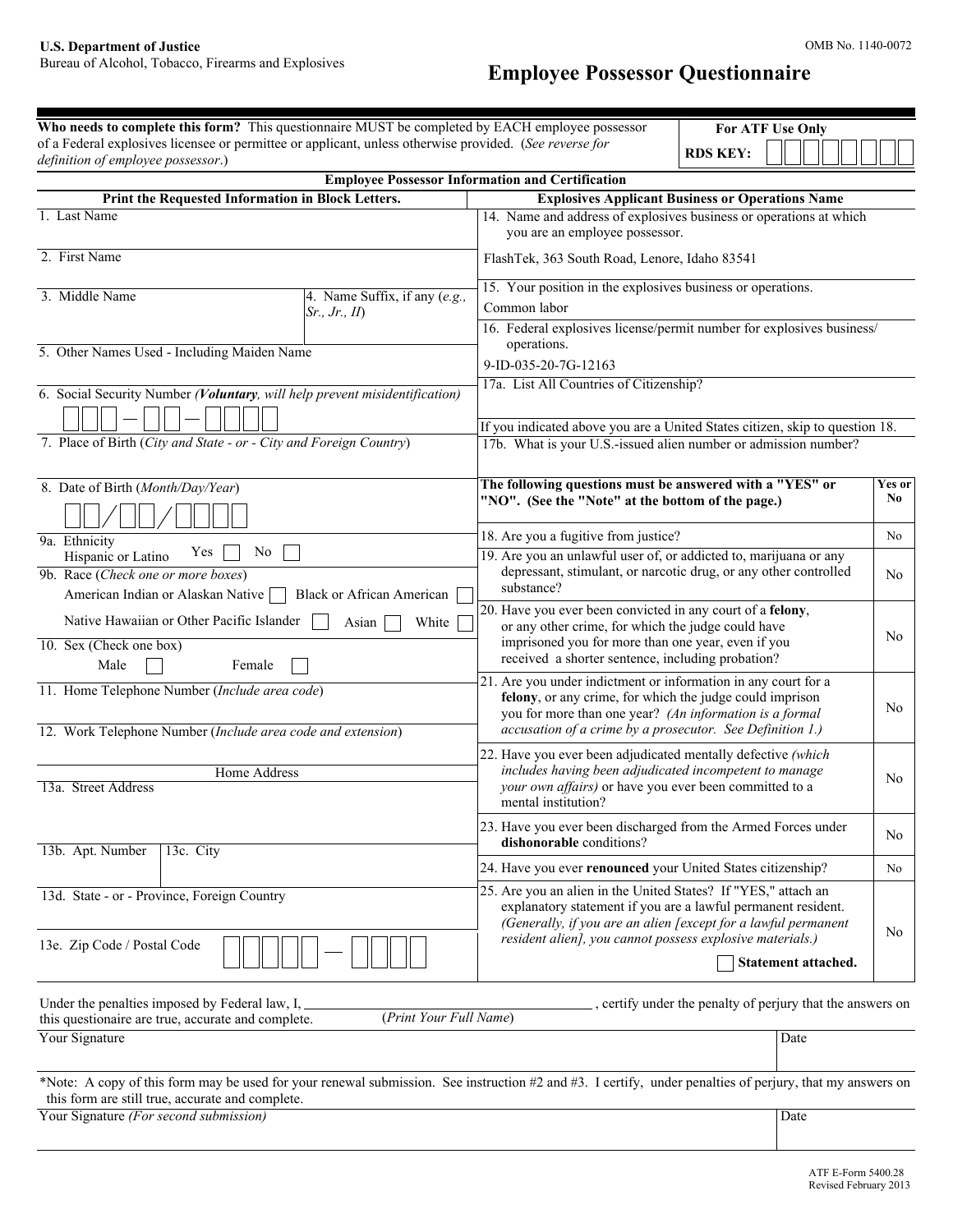**U.S. Department of Justice**
Bureau of Alcohol, Tobacco, Firearms and Explosives

OMB No. 1140-0072

# Employee Possessor Questionnaire

**Who needs to complete this form?** This questionnaire MUST be completed by EACH employee possessor of a Federal explosives licensee or permittee or applicant, unless otherwise provided. (*See reverse for definition of employee possessor.*)

**For ATF Use Only**
**RDS KEY:**

## Employee Possessor Information and Certification

### Print the Requested Information in Block Letters.

1. Last Name

2. First Name

3. Middle Name

4. Name Suffix, if any (*e.g., Sr., Jr., II*)

5. Other Names Used - Including Maiden Name

6. Social Security Number (***Voluntary***, *will help prevent misidentification*)

7. Place of Birth (*City and State - or - City and Foreign Country*)

8. Date of Birth (*Month/Day/Year*)

9a. Ethnicity
Hispanic or Latino Yes ☐ No ☐

9b. Race (Check one or more boxes)
American Indian or Alaskan Native ☐ Black or African American ☐
Native Hawaiian or Other Pacific Islander ☐ Asian ☐ White ☐

10. Sex (Check one box)
Male ☐ Female ☐

11. Home Telephone Number (*Include area code*)

12. Work Telephone Number (*Include area code and extension*)

Home Address

13a. Street Address

13b. Apt. Number

13c. City

13d. State - or - Province, Foreign Country

13e. Zip Code / Postal Code

### Explosives Applicant Business or Operations Name

14. Name and address of explosives business or operations at which you are an employee possessor.

FlashTek, 363 South Road, Lenore, Idaho 83541

15. Your position in the explosives business or operations.

Common labor

16. Federal explosives license/permit number for explosives business/ operations.

9-ID-035-20-7G-12163

17a. List All Countries of Citizenship?

If you indicated above you are a United States citizen, skip to question 18.

17b. What is your U.S.-issued alien number or admission number?

| **The following questions must be answered with a "YES" or "NO". (See the "Note" at the bottom of the page.)** | **Yes or No** |
|---|---|
| 18. Are you a fugitive from justice? | No |
| 19. Are you an unlawful user of, or addicted to, marijuana or any depressant, stimulant, or narcotic drug, or any other controlled substance? | No |
| 20. Have you ever been convicted in any court of a **felony**, or any other crime, for which the judge could have imprisoned you for more than one year, even if you received a shorter sentence, including probation? | No |
| 21. Are you under indictment or information in any court for a **felony**, or any crime, for which the judge could imprison you for more than one year? *(An information is a formal accusation of a crime by a prosecutor. See Definition 1.)* | No |
| 22. Have you ever been adjudicated mentally defective *(which includes having been adjudicated incompetent to manage your own affairs)* or have you ever been committed to a mental institution? | No |
| 23. Have you ever been discharged from the Armed Forces under **dishonorable** conditions? | No |
| 24. Have you ever **renounced** your United States citizenship? | No |
| 25. Are you an alien in the United States? If "YES," attach an explanatory statement if you are a lawful permanent resident. *(Generally, if you are an alien [except for a lawful permanent resident alien], you cannot possess explosive materials.)* ☐ **Statement attached.** | No |

Under the penalties imposed by Federal law, I, ________________________ (*Print Your Full Name*), certify under the penalty of perjury that the answers on this questionaire are true, accurate and complete.

Your Signature | Date

*Note: A copy of this form may be used for your renewal submission. See instruction #2 and #3. I certify, under penalties of perjury, that my answers on this form are still true, accurate and complete.

Your Signature *(For second submission)* | Date

ATF E-Form 5400.28
Revised February 2013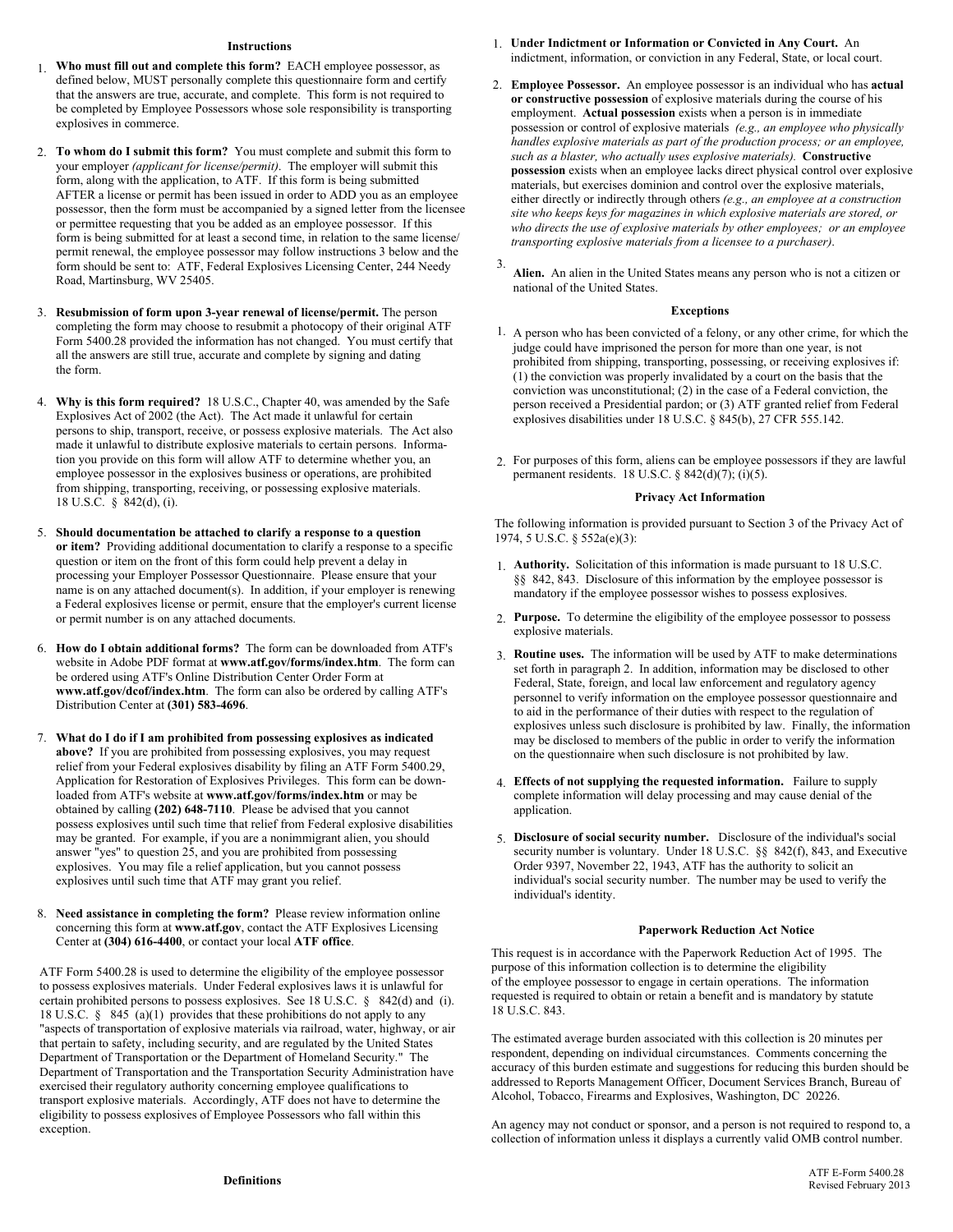### Instructions

1. **Who must fill out and complete this form?** EACH employee possessor, as defined below, MUST personally complete this questionnaire form and certify that the answers are true, accurate, and complete. This form is not required to be completed by Employee Possessors whose sole responsibility is transporting explosives in commerce.

2. **To whom do I submit this form?** You must complete and submit this form to your employer *(applicant for license/permit)*. The employer will submit this form, along with the application, to ATF. If this form is being submitted AFTER a license or permit has been issued in order to ADD you as an employee possessor, then the form must be accompanied by a signed letter from the licensee or permittee requesting that you be added as an employee possessor. If this form is being submitted for at least a second time, in relation to the same license/permit renewal, the employee possessor may follow instructions 3 below and the form should be sent to: ATF, Federal Explosives Licensing Center, 244 Needy Road, Martinsburg, WV 25405.

3. **Resubmission of form upon 3-year renewal of license/permit.** The person completing the form may choose to resubmit a photocopy of their original ATF Form 5400.28 provided the information has not changed. You must certify that all the answers are still true, accurate and complete by signing and dating the form.

4. **Why is this form required?** 18 U.S.C., Chapter 40, was amended by the Safe Explosives Act of 2002 (the Act). The Act made it unlawful for certain persons to ship, transport, receive, or possess explosive materials. The Act also made it unlawful to distribute explosive materials to certain persons. Information you provide on this form will allow ATF to determine whether you, an employee possessor in the explosives business or operations, are prohibited from shipping, transporting, receiving, or possessing explosive materials. 18 U.S.C. § 842(d), (i).

5. **Should documentation be attached to clarify a response to a question or item?** Providing additional documentation to clarify a response to a specific question or item on the front of this form could help prevent a delay in processing your Employer Possessor Questionnaire. Please ensure that your name is on any attached document(s). In addition, if your employer is renewing a Federal explosives license or permit, ensure that the employer's current license or permit number is on any attached documents.

6. **How do I obtain additional forms?** The form can be downloaded from ATF's website in Adobe PDF format at **www.atf.gov/forms/index.htm**. The form can be ordered using ATF's Online Distribution Center Order Form at **www.atf.gov/dcof/index.htm**. The form can also be ordered by calling ATF's Distribution Center at **(301) 583-4696**.

7. **What do I do if I am prohibited from possessing explosives as indicated above?** If you are prohibited from possessing explosives, you may request relief from your Federal explosives disability by filing an ATF Form 5400.29, Application for Restoration of Explosives Privileges. This form can be downloaded from ATF's website at **www.atf.gov/forms/index.htm** or may be obtained by calling **(202) 648-7110**. Please be advised that you cannot possess explosives until such time that relief from Federal explosive disabilities may be granted. For example, if you are a nonimmigrant alien, you should answer "yes" to question 25, and you are prohibited from possessing explosives. You may file a relief application, but you cannot possess explosives until such time that ATF may grant you relief.

8. **Need assistance in completing the form?** Please review information online concerning this form at **www.atf.gov**, contact the ATF Explosives Licensing Center at **(304) 616-4400**, or contact your local **ATF office**.

ATF Form 5400.28 is used to determine the eligibility of the employee possessor to possess explosives materials. Under Federal explosives laws it is unlawful for certain prohibited persons to possess explosives. See 18 U.S.C. § 842(d) and (i). 18 U.S.C. § 845 (a)(1) provides that these prohibitions do not apply to any "aspects of transportation of explosive materials via railroad, water, highway, or air that pertain to safety, including security, and are regulated by the United States Department of Transportation or the Department of Homeland Security." The Department of Transportation and the Transportation Security Administration have exercised their regulatory authority concerning employee qualifications to transport explosive materials. Accordingly, ATF does not have to determine the eligibility to possess explosives of Employee Possessors who fall within this exception.

### Definitions

1. **Under Indictment or Information or Convicted in Any Court.** An indictment, information, or conviction in any Federal, State, or local court.

2. **Employee Possessor.** An employee possessor is an individual who has **actual or constructive possession** of explosive materials during the course of his employment. **Actual possession** exists when a person is in immediate possession or control of explosive materials *(e.g., an employee who physically handles explosive materials as part of the production process; or an employee, such as a blaster, who actually uses explosive materials).* **Constructive possession** exists when an employee lacks direct physical control over explosive materials, but exercises dominion and control over the explosive materials, either directly or indirectly through others *(e.g., an employee at a construction site who keeps keys for magazines in which explosive materials are stored, or who directs the use of explosive materials by other employees; or an employee transporting explosive materials from a licensee to a purchaser).*

3. **Alien.** An alien in the United States means any person who is not a citizen or national of the United States.

### Exceptions

1. A person who has been convicted of a felony, or any other crime, for which the judge could have imprisoned the person for more than one year, is not prohibited from shipping, transporting, possessing, or receiving explosives if: (1) the conviction was properly invalidated by a court on the basis that the conviction was unconstitutional; (2) in the case of a Federal conviction, the person received a Presidential pardon; or (3) ATF granted relief from Federal explosives disabilities under 18 U.S.C. § 845(b), 27 CFR 555.142.

2. For purposes of this form, aliens can be employee possessors if they are lawful permanent residents. 18 U.S.C. § 842(d)(7); (i)(5).

### Privacy Act Information

The following information is provided pursuant to Section 3 of the Privacy Act of 1974, 5 U.S.C. § 552a(e)(3):

1. **Authority.** Solicitation of this information is made pursuant to 18 U.S.C. §§ 842, 843. Disclosure of this information by the employee possessor is mandatory if the employee possessor wishes to possess explosives.

2. **Purpose.** To determine the eligibility of the employee possessor to possess explosive materials.

3. **Routine uses.** The information will be used by ATF to make determinations set forth in paragraph 2. In addition, information may be disclosed to other Federal, State, foreign, and local law enforcement and regulatory agency personnel to verify information on the employee possessor questionnaire and to aid in the performance of their duties with respect to the regulation of explosives unless such disclosure is prohibited by law. Finally, the information may be disclosed to members of the public in order to verify the information on the questionnaire when such disclosure is not prohibited by law.

4. **Effects of not supplying the requested information.** Failure to supply complete information will delay processing and may cause denial of the application.

5. **Disclosure of social security number.** Disclosure of the individual's social security number is voluntary. Under 18 U.S.C. §§ 842(f), 843, and Executive Order 9397, November 22, 1943, ATF has the authority to solicit an individual's social security number. The number may be used to verify the individual's identity.

### Paperwork Reduction Act Notice

This request is in accordance with the Paperwork Reduction Act of 1995. The purpose of this information collection is to determine the eligibility of the employee possessor to engage in certain operations. The information requested is required to obtain or retain a benefit and is mandatory by statute 18 U.S.C. 843.

The estimated average burden associated with this collection is 20 minutes per respondent, depending on individual circumstances. Comments concerning the accuracy of this burden estimate and suggestions for reducing this burden should be addressed to Reports Management Officer, Document Services Branch, Bureau of Alcohol, Tobacco, Firearms and Explosives, Washington, DC 20226.

An agency may not conduct or sponsor, and a person is not required to respond to, a collection of information unless it displays a currently valid OMB control number.

ATF E-Form 5400.28
Revised February 2013